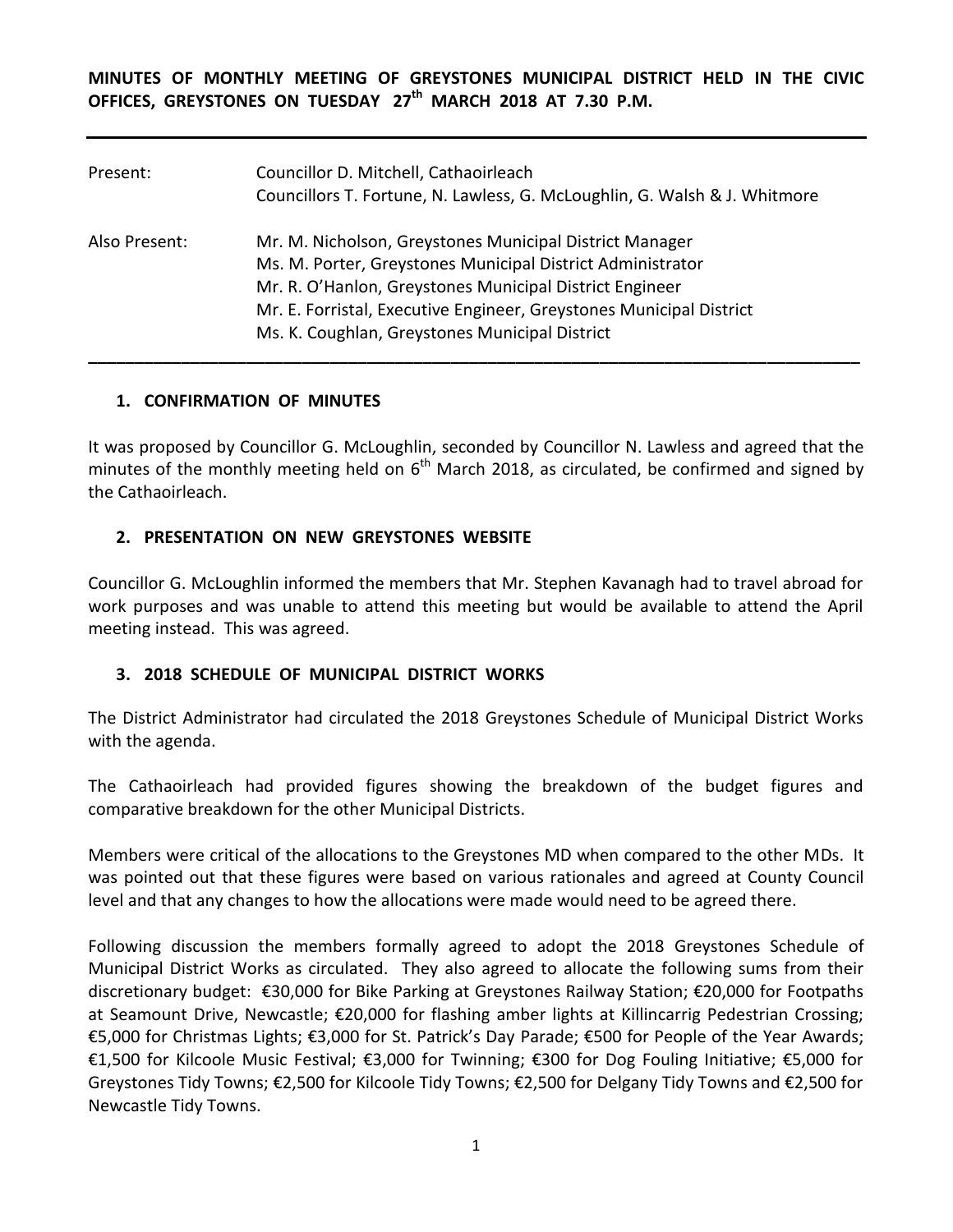**MINUTES OF MONTHLY MEETING OF GREYSTONES MUNICIPAL DISTRICT HELD IN THE CIVIC OFFICES, GREYSTONES ON TUESDAY 27th MARCH 2018 AT 7.30 P.M.**

---

Present: Councillor D. Mitchell, Cathaoirleach
Councillors T. Fortune, N. Lawless, G. McLoughlin, G. Walsh & J. Whitmore

Also Present: Mr. M. Nicholson, Greystones Municipal District Manager
Ms. M. Porter, Greystones Municipal District Administrator
Mr. R. O'Hanlon, Greystones Municipal District Engineer
Mr. E. Forristal, Executive Engineer, Greystones Municipal District
Ms. K. Coughlan, Greystones Municipal District

---

## 1. CONFIRMATION OF MINUTES

It was proposed by Councillor G. McLoughlin, seconded by Councillor N. Lawless and agreed that the minutes of the monthly meeting held on 6th March 2018, as circulated, be confirmed and signed by the Cathaoirleach.

## 2. PRESENTATION ON NEW GREYSTONES WEBSITE

Councillor G. McLoughlin informed the members that Mr. Stephen Kavanagh had to travel abroad for work purposes and was unable to attend this meeting but would be available to attend the April meeting instead. This was agreed.

## 3. 2018 SCHEDULE OF MUNICIPAL DISTRICT WORKS

The District Administrator had circulated the 2018 Greystones Schedule of Municipal District Works with the agenda.

The Cathaoirleach had provided figures showing the breakdown of the budget figures and comparative breakdown for the other Municipal Districts.

Members were critical of the allocations to the Greystones MD when compared to the other MDs. It was pointed out that these figures were based on various rationales and agreed at County Council level and that any changes to how the allocations were made would need to be agreed there.

Following discussion the members formally agreed to adopt the 2018 Greystones Schedule of Municipal District Works as circulated. They also agreed to allocate the following sums from their discretionary budget: €30,000 for Bike Parking at Greystones Railway Station; €20,000 for Footpaths at Seamount Drive, Newcastle; €20,000 for flashing amber lights at Killincarrig Pedestrian Crossing; €5,000 for Christmas Lights; €3,000 for St. Patrick's Day Parade; €500 for People of the Year Awards; €1,500 for Kilcoole Music Festival; €3,000 for Twinning; €300 for Dog Fouling Initiative; €5,000 for Greystones Tidy Towns; €2,500 for Kilcoole Tidy Towns; €2,500 for Delgany Tidy Towns and €2,500 for Newcastle Tidy Towns.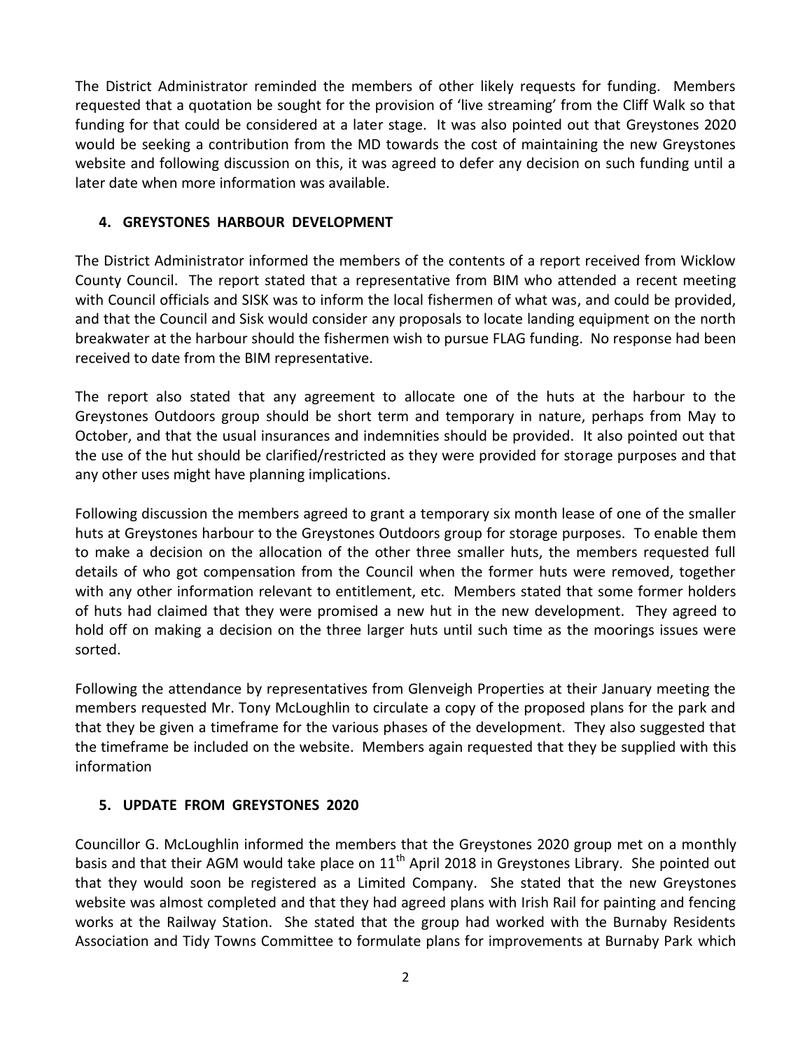The District Administrator reminded the members of other likely requests for funding. Members requested that a quotation be sought for the provision of 'live streaming' from the Cliff Walk so that funding for that could be considered at a later stage. It was also pointed out that Greystones 2020 would be seeking a contribution from the MD towards the cost of maintaining the new Greystones website and following discussion on this, it was agreed to defer any decision on such funding until a later date when more information was available.

## 4. GREYSTONES HARBOUR DEVELOPMENT

The District Administrator informed the members of the contents of a report received from Wicklow County Council. The report stated that a representative from BIM who attended a recent meeting with Council officials and SISK was to inform the local fishermen of what was, and could be provided, and that the Council and Sisk would consider any proposals to locate landing equipment on the north breakwater at the harbour should the fishermen wish to pursue FLAG funding. No response had been received to date from the BIM representative.

The report also stated that any agreement to allocate one of the huts at the harbour to the Greystones Outdoors group should be short term and temporary in nature, perhaps from May to October, and that the usual insurances and indemnities should be provided. It also pointed out that the use of the hut should be clarified/restricted as they were provided for storage purposes and that any other uses might have planning implications.

Following discussion the members agreed to grant a temporary six month lease of one of the smaller huts at Greystones harbour to the Greystones Outdoors group for storage purposes. To enable them to make a decision on the allocation of the other three smaller huts, the members requested full details of who got compensation from the Council when the former huts were removed, together with any other information relevant to entitlement, etc. Members stated that some former holders of huts had claimed that they were promised a new hut in the new development. They agreed to hold off on making a decision on the three larger huts until such time as the moorings issues were sorted.

Following the attendance by representatives from Glenveigh Properties at their January meeting the members requested Mr. Tony McLoughlin to circulate a copy of the proposed plans for the park and that they be given a timeframe for the various phases of the development. They also suggested that the timeframe be included on the website. Members again requested that they be supplied with this information

## 5. UPDATE FROM GREYSTONES 2020

Councillor G. McLoughlin informed the members that the Greystones 2020 group met on a monthly basis and that their AGM would take place on 11th April 2018 in Greystones Library. She pointed out that they would soon be registered as a Limited Company. She stated that the new Greystones website was almost completed and that they had agreed plans with Irish Rail for painting and fencing works at the Railway Station. She stated that the group had worked with the Burnaby Residents Association and Tidy Towns Committee to formulate plans for improvements at Burnaby Park which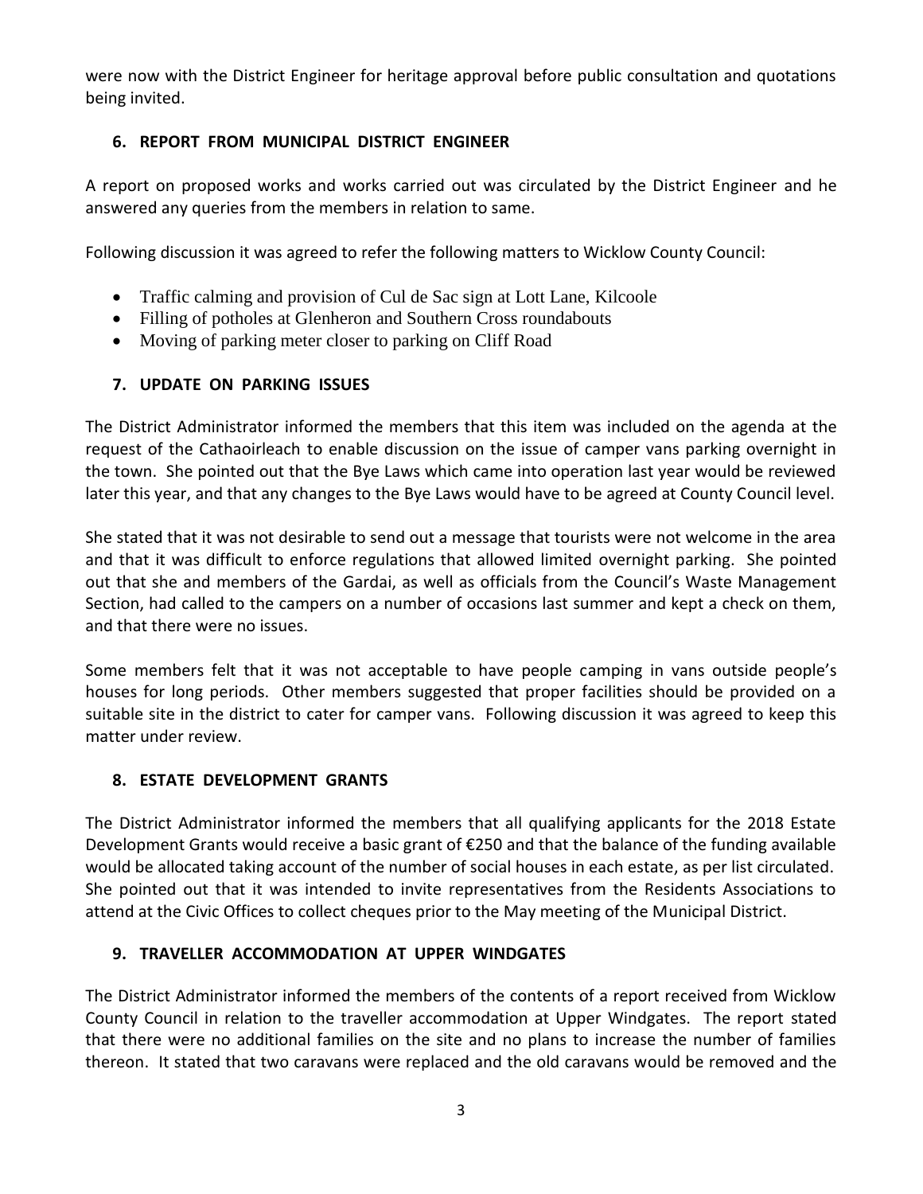were now with the District Engineer for heritage approval before public consultation and quotations being invited.

## 6. REPORT FROM MUNICIPAL DISTRICT ENGINEER

A report on proposed works and works carried out was circulated by the District Engineer and he answered any queries from the members in relation to same.

Following discussion it was agreed to refer the following matters to Wicklow County Council:

- Traffic calming and provision of Cul de Sac sign at Lott Lane, Kilcoole
- Filling of potholes at Glenheron and Southern Cross roundabouts
- Moving of parking meter closer to parking on Cliff Road

## 7. UPDATE ON PARKING ISSUES

The District Administrator informed the members that this item was included on the agenda at the request of the Cathaoirleach to enable discussion on the issue of camper vans parking overnight in the town. She pointed out that the Bye Laws which came into operation last year would be reviewed later this year, and that any changes to the Bye Laws would have to be agreed at County Council level.

She stated that it was not desirable to send out a message that tourists were not welcome in the area and that it was difficult to enforce regulations that allowed limited overnight parking. She pointed out that she and members of the Gardai, as well as officials from the Council's Waste Management Section, had called to the campers on a number of occasions last summer and kept a check on them, and that there were no issues.

Some members felt that it was not acceptable to have people camping in vans outside people's houses for long periods. Other members suggested that proper facilities should be provided on a suitable site in the district to cater for camper vans. Following discussion it was agreed to keep this matter under review.

## 8. ESTATE DEVELOPMENT GRANTS

The District Administrator informed the members that all qualifying applicants for the 2018 Estate Development Grants would receive a basic grant of €250 and that the balance of the funding available would be allocated taking account of the number of social houses in each estate, as per list circulated. She pointed out that it was intended to invite representatives from the Residents Associations to attend at the Civic Offices to collect cheques prior to the May meeting of the Municipal District.

## 9. TRAVELLER ACCOMMODATION AT UPPER WINDGATES

The District Administrator informed the members of the contents of a report received from Wicklow County Council in relation to the traveller accommodation at Upper Windgates. The report stated that there were no additional families on the site and no plans to increase the number of families thereon. It stated that two caravans were replaced and the old caravans would be removed and the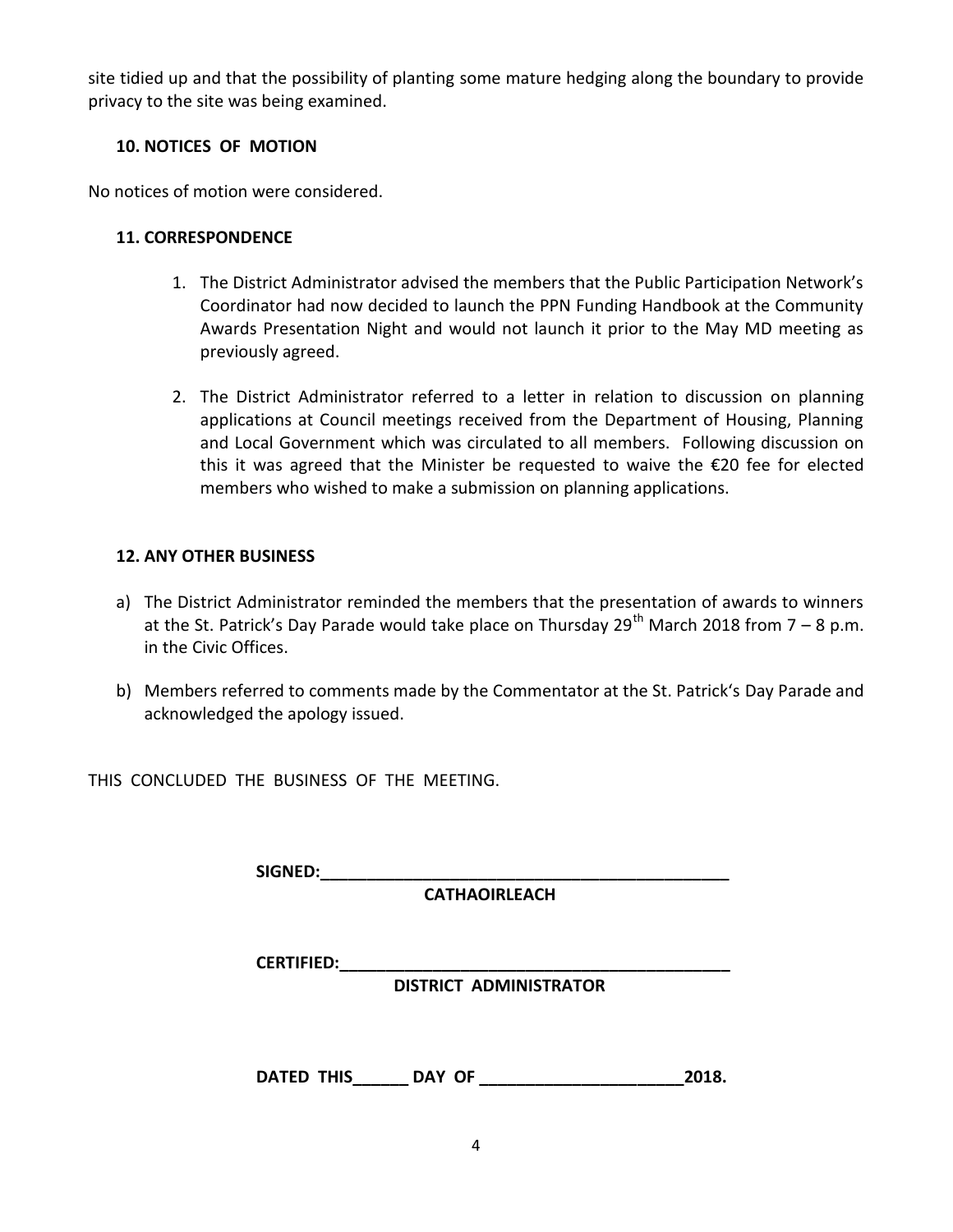site tidied up and that the possibility of planting some mature hedging along the boundary to provide privacy to the site was being examined.

## 10. NOTICES OF MOTION

No notices of motion were considered.

## 11. CORRESPONDENCE

1. The District Administrator advised the members that the Public Participation Network's Coordinator had now decided to launch the PPN Funding Handbook at the Community Awards Presentation Night and would not launch it prior to the May MD meeting as previously agreed.

2. The District Administrator referred to a letter in relation to discussion on planning applications at Council meetings received from the Department of Housing, Planning and Local Government which was circulated to all members. Following discussion on this it was agreed that the Minister be requested to waive the €20 fee for elected members who wished to make a submission on planning applications.

## 12. ANY OTHER BUSINESS

a) The District Administrator reminded the members that the presentation of awards to winners at the St. Patrick's Day Parade would take place on Thursday 29th March 2018 from 7 – 8 p.m. in the Civic Offices.

b) Members referred to comments made by the Commentator at the St. Patrick's Day Parade and acknowledged the apology issued.

THIS CONCLUDED THE BUSINESS OF THE MEETING.

**SIGNED:_____________________________________________**

**CATHAOIRLEACH**

**CERTIFIED:___________________________________________**

**DISTRICT ADMINISTRATOR**

**DATED THIS______ DAY OF ______________________2018.**